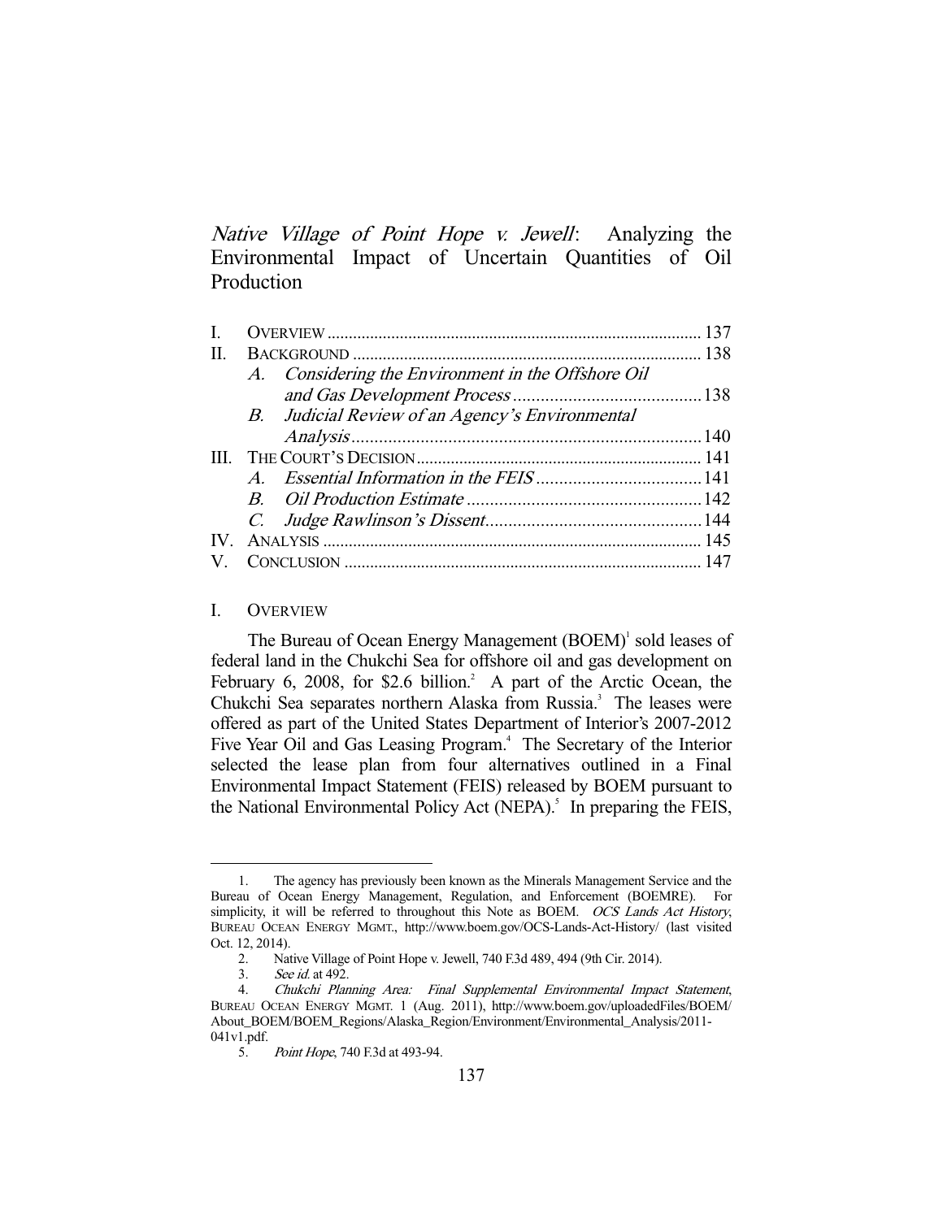# *Native Village of Point Hope v. Jewell*: Analyzing the Environmental Impact of Uncertain Quantities of Oil Production

| | | |
|---|---|---|
| I. | OVERVIEW | 137 |
| II. | BACKGROUND | 138 |
| | A. *Considering the Environment in the Offshore Oil and Gas Development Process* | 138 |
| | B. *Judicial Review of an Agency's Environmental Analysis* | 140 |
| III. | THE COURT'S DECISION | 141 |
| | A. *Essential Information in the FEIS* | 141 |
| | B. *Oil Production Estimate* | 142 |
| | C. *Judge Rawlinson's Dissent* | 144 |
| IV. | ANALYSIS | 145 |
| V. | CONCLUSION | 147 |

## I. OVERVIEW

The Bureau of Ocean Energy Management (BOEM)[1] sold leases of federal land in the Chukchi Sea for offshore oil and gas development on February 6, 2008, for \$2.6 billion.[2] A part of the Arctic Ocean, the Chukchi Sea separates northern Alaska from Russia.[3] The leases were offered as part of the United States Department of Interior's 2007-2012 Five Year Oil and Gas Leasing Program.[4] The Secretary of the Interior selected the lease plan from four alternatives outlined in a Final Environmental Impact Statement (FEIS) released by BOEM pursuant to the National Environmental Policy Act (NEPA).[5] In preparing the FEIS,

---

1. The agency has previously been known as the Minerals Management Service and the Bureau of Ocean Energy Management, Regulation, and Enforcement (BOEMRE). For simplicity, it will be referred to throughout this Note as BOEM. *OCS Lands Act History*, BUREAU OCEAN ENERGY MGMT., http://www.boem.gov/OCS-Lands-Act-History/ (last visited Oct. 12, 2014).

2. Native Village of Point Hope v. Jewell, 740 F.3d 489, 494 (9th Cir. 2014).

3. *See id.* at 492.

4. *Chukchi Planning Area: Final Supplemental Environmental Impact Statement*, BUREAU OCEAN ENERGY MGMT. 1 (Aug. 2011), http://www.boem.gov/uploadedFiles/BOEM/About_BOEM/BOEM_Regions/Alaska_Region/Environment/Environmental_Analysis/2011-041v1.pdf.

5. *Point Hope*, 740 F.3d at 493-94.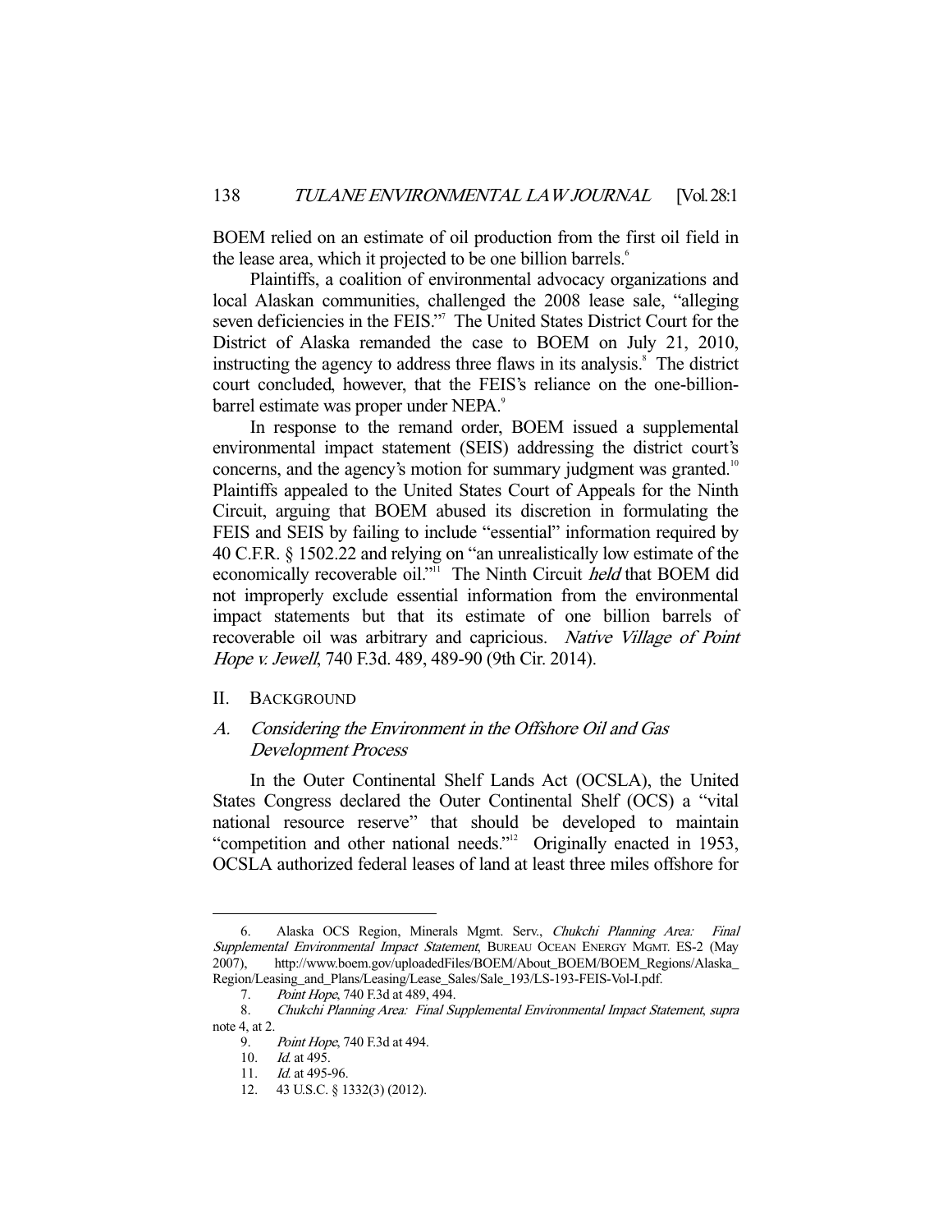BOEM relied on an estimate of oil production from the first oil field in the lease area, which it projected to be one billion barrels.[6]

Plaintiffs, a coalition of environmental advocacy organizations and local Alaskan communities, challenged the 2008 lease sale, "alleging seven deficiencies in the FEIS."[7] The United States District Court for the District of Alaska remanded the case to BOEM on July 21, 2010, instructing the agency to address three flaws in its analysis.[8] The district court concluded, however, that the FEIS's reliance on the one-billion-barrel estimate was proper under NEPA.[9]

In response to the remand order, BOEM issued a supplemental environmental impact statement (SEIS) addressing the district court's concerns, and the agency's motion for summary judgment was granted.[10] Plaintiffs appealed to the United States Court of Appeals for the Ninth Circuit, arguing that BOEM abused its discretion in formulating the FEIS and SEIS by failing to include "essential" information required by 40 C.F.R. § 1502.22 and relying on "an unrealistically low estimate of the economically recoverable oil."[11] The Ninth Circuit *held* that BOEM did not improperly exclude essential information from the environmental impact statements but that its estimate of one billion barrels of recoverable oil was arbitrary and capricious. *Native Village of Point Hope v. Jewell*, 740 F.3d. 489, 489-90 (9th Cir. 2014).

## II. BACKGROUND

### A. *Considering the Environment in the Offshore Oil and Gas Development Process*

In the Outer Continental Shelf Lands Act (OCSLA), the United States Congress declared the Outer Continental Shelf (OCS) a "vital national resource reserve" that should be developed to maintain "competition and other national needs."[12] Originally enacted in 1953, OCSLA authorized federal leases of land at least three miles offshore for

---

6. Alaska OCS Region, Minerals Mgmt. Serv., *Chukchi Planning Area: Final Supplemental Environmental Impact Statement*, BUREAU OCEAN ENERGY MGMT. ES-2 (May 2007), http://www.boem.gov/uploadedFiles/BOEM/About_BOEM/BOEM_Regions/Alaska_Region/Leasing_and_Plans/Leasing/Lease_Sales/Sale_193/LS-193-FEIS-Vol-I.pdf.

7. *Point Hope*, 740 F.3d at 489, 494.

8. *Chukchi Planning Area: Final Supplemental Environmental Impact Statement*, *supra* note 4, at 2.

9. *Point Hope*, 740 F.3d at 494.

10. *Id.* at 495.

11. *Id.* at 495-96.

12. 43 U.S.C. § 1332(3) (2012).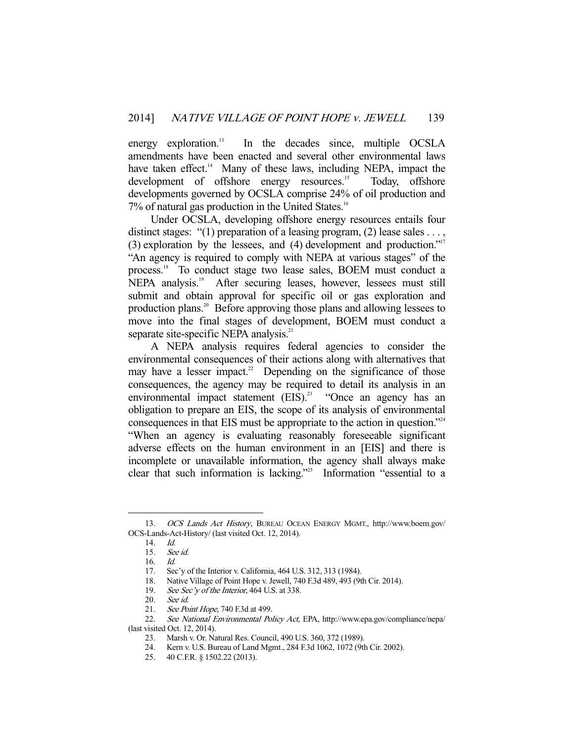energy exploration.[13] In the decades since, multiple OCSLA amendments have been enacted and several other environmental laws have taken effect.[14] Many of these laws, including NEPA, impact the development of offshore energy resources.[15] Today, offshore developments governed by OCSLA comprise 24% of oil production and 7% of natural gas production in the United States.[16]

Under OCSLA, developing offshore energy resources entails four distinct stages: "(1) preparation of a leasing program, (2) lease sales . . . , (3) exploration by the lessees, and (4) development and production."[17] "An agency is required to comply with NEPA at various stages" of the process.[18] To conduct stage two lease sales, BOEM must conduct a NEPA analysis.[19] After securing leases, however, lessees must still submit and obtain approval for specific oil or gas exploration and production plans.[20] Before approving those plans and allowing lessees to move into the final stages of development, BOEM must conduct a separate site-specific NEPA analysis.[21]

A NEPA analysis requires federal agencies to consider the environmental consequences of their actions along with alternatives that may have a lesser impact.[22] Depending on the significance of those consequences, the agency may be required to detail its analysis in an environmental impact statement (EIS).[23] "Once an agency has an obligation to prepare an EIS, the scope of its analysis of environmental consequences in that EIS must be appropriate to the action in question."[24] "When an agency is evaluating reasonably foreseeable significant adverse effects on the human environment in an [EIS] and there is incomplete or unavailable information, the agency shall always make clear that such information is lacking."[25] Information "essential to a

---

13. *OCS Lands Act History*, BUREAU OCEAN ENERGY MGMT., http://www.boem.gov/OCS-Lands-Act-History/ (last visited Oct. 12, 2014).
14. *Id.*
15. *See id.*
16. *Id.*
17. Sec'y of the Interior v. California, 464 U.S. 312, 313 (1984).
18. Native Village of Point Hope v. Jewell, 740 F.3d 489, 493 (9th Cir. 2014).
19. *See Sec'y of the Interior*, 464 U.S. at 338.
20. *See id.*
21. *See Point Hope*, 740 F.3d at 499.
22. *See National Environmental Policy Act*, EPA, http://www.epa.gov/compliance/nepa/ (last visited Oct. 12, 2014).
23. Marsh v. Or. Natural Res. Council, 490 U.S. 360, 372 (1989).
24. Kern v. U.S. Bureau of Land Mgmt., 284 F.3d 1062, 1072 (9th Cir. 2002).
25. 40 C.F.R. § 1502.22 (2013).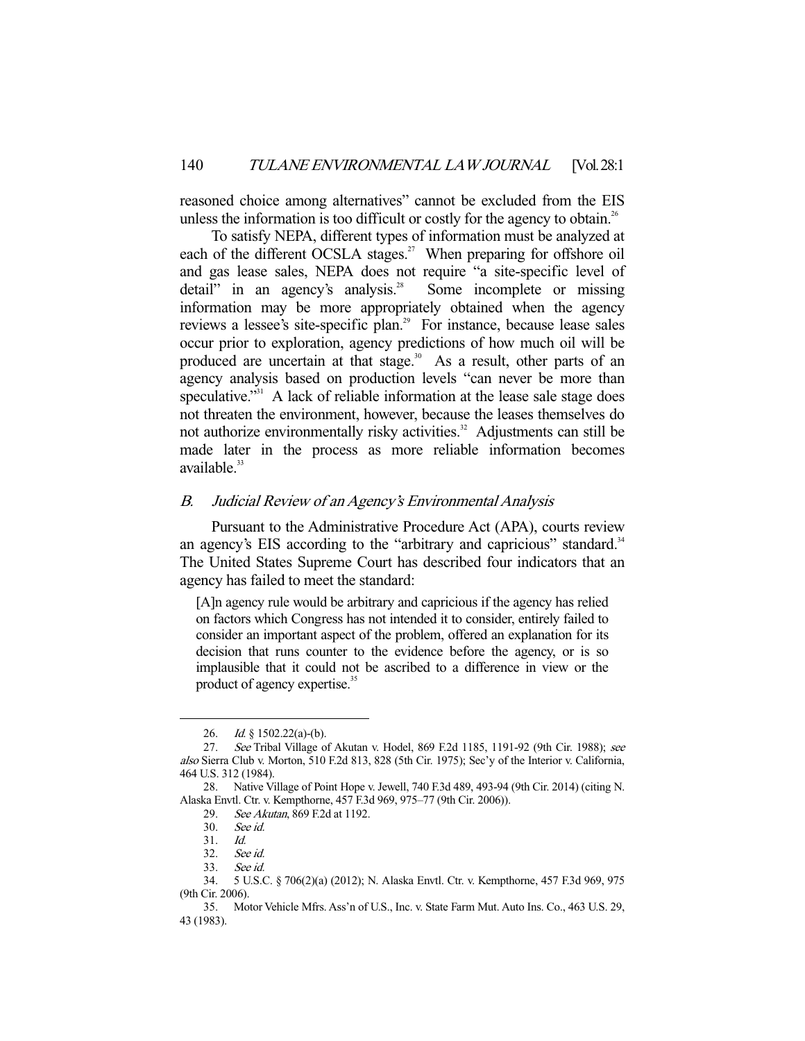reasoned choice among alternatives" cannot be excluded from the EIS unless the information is too difficult or costly for the agency to obtain.[26]

To satisfy NEPA, different types of information must be analyzed at each of the different OCSLA stages.[27] When preparing for offshore oil and gas lease sales, NEPA does not require "a site-specific level of detail" in an agency's analysis.[28] Some incomplete or missing information may be more appropriately obtained when the agency reviews a lessee's site-specific plan.[29] For instance, because lease sales occur prior to exploration, agency predictions of how much oil will be produced are uncertain at that stage.[30] As a result, other parts of an agency analysis based on production levels "can never be more than speculative."[31] A lack of reliable information at the lease sale stage does not threaten the environment, however, because the leases themselves do not authorize environmentally risky activities.[32] Adjustments can still be made later in the process as more reliable information becomes available.[33]

### *B. Judicial Review of an Agency's Environmental Analysis*

Pursuant to the Administrative Procedure Act (APA), courts review an agency's EIS according to the "arbitrary and capricious" standard.[34] The United States Supreme Court has described four indicators that an agency has failed to meet the standard:

> [A]n agency rule would be arbitrary and capricious if the agency has relied on factors which Congress has not intended it to consider, entirely failed to consider an important aspect of the problem, offered an explanation for its decision that runs counter to the evidence before the agency, or is so implausible that it could not be ascribed to a difference in view or the product of agency expertise.[35]

---

26. *Id.* § 1502.22(a)-(b).

27. *See* Tribal Village of Akutan v. Hodel, 869 F.2d 1185, 1191-92 (9th Cir. 1988); *see also* Sierra Club v. Morton, 510 F.2d 813, 828 (5th Cir. 1975); Sec'y of the Interior v. California, 464 U.S. 312 (1984).

28. Native Village of Point Hope v. Jewell, 740 F.3d 489, 493-94 (9th Cir. 2014) (citing N. Alaska Envtl. Ctr. v. Kempthorne, 457 F.3d 969, 975–77 (9th Cir. 2006)).

29. *See Akutan*, 869 F.2d at 1192.

30. *See id.*

31. *Id.*

32. *See id.*

33. *See id.*

34. 5 U.S.C. § 706(2)(a) (2012); N. Alaska Envtl. Ctr. v. Kempthorne, 457 F.3d 969, 975 (9th Cir. 2006).

35. Motor Vehicle Mfrs. Ass'n of U.S., Inc. v. State Farm Mut. Auto Ins. Co., 463 U.S. 29, 43 (1983).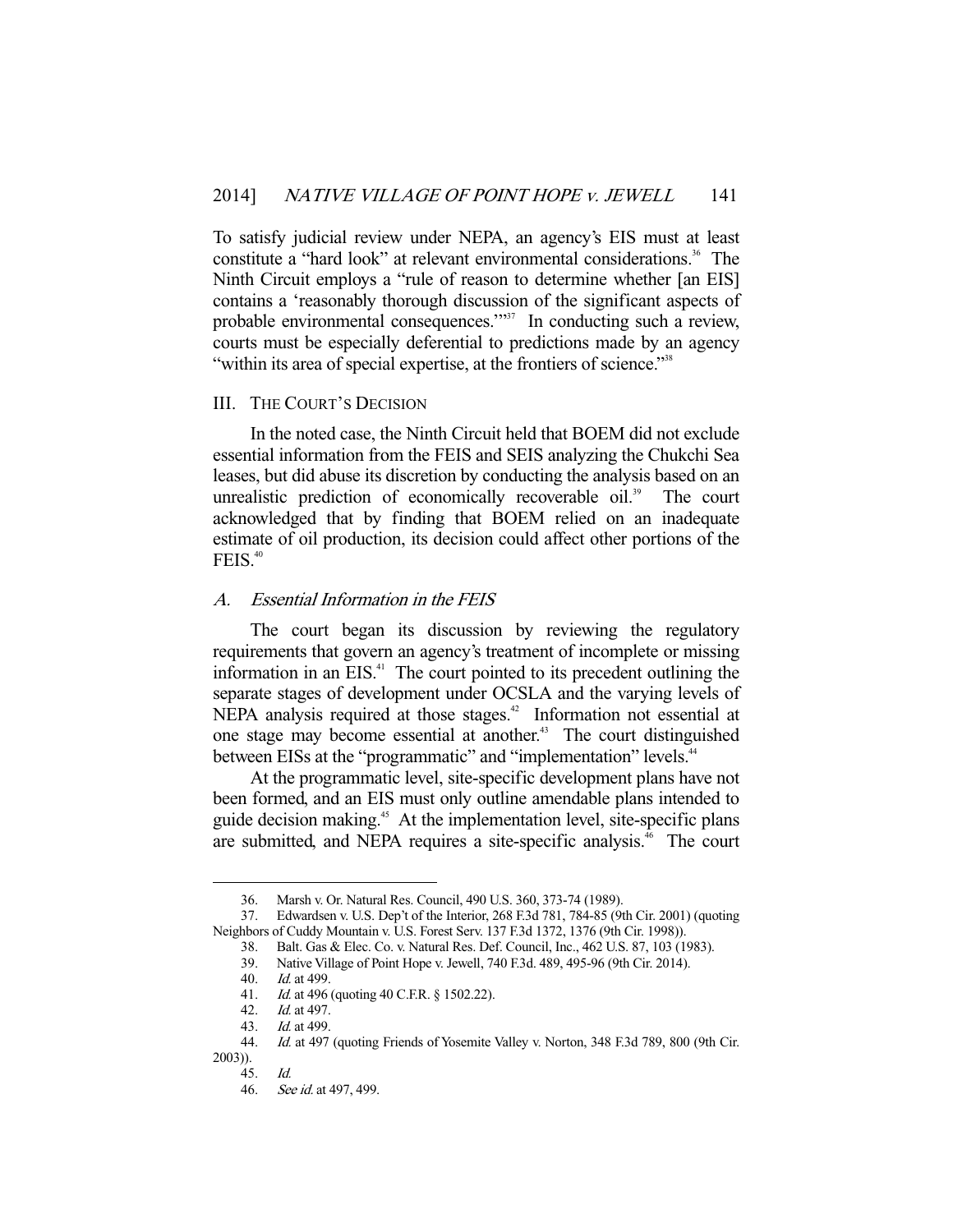To satisfy judicial review under NEPA, an agency's EIS must at least constitute a "hard look" at relevant environmental considerations.[36] The Ninth Circuit employs a "rule of reason to determine whether [an EIS] contains a 'reasonably thorough discussion of the significant aspects of probable environmental consequences.'"[37] In conducting such a review, courts must be especially deferential to predictions made by an agency "within its area of special expertise, at the frontiers of science."[38]

## III. The Court's Decision

In the noted case, the Ninth Circuit held that BOEM did not exclude essential information from the FEIS and SEIS analyzing the Chukchi Sea leases, but did abuse its discretion by conducting the analysis based on an unrealistic prediction of economically recoverable oil.[39] The court acknowledged that by finding that BOEM relied on an inadequate estimate of oil production, its decision could affect other portions of the FEIS.[40]

### A. *Essential Information in the FEIS*

The court began its discussion by reviewing the regulatory requirements that govern an agency's treatment of incomplete or missing information in an EIS.[41] The court pointed to its precedent outlining the separate stages of development under OCSLA and the varying levels of NEPA analysis required at those stages.[42] Information not essential at one stage may become essential at another.[43] The court distinguished between EISs at the "programmatic" and "implementation" levels.[44]

At the programmatic level, site-specific development plans have not been formed, and an EIS must only outline amendable plans intended to guide decision making.[45] At the implementation level, site-specific plans are submitted, and NEPA requires a site-specific analysis.[46] The court

---

36. Marsh v. Or. Natural Res. Council, 490 U.S. 360, 373-74 (1989).

37. Edwardsen v. U.S. Dep't of the Interior, 268 F.3d 781, 784-85 (9th Cir. 2001) (quoting Neighbors of Cuddy Mountain v. U.S. Forest Serv. 137 F.3d 1372, 1376 (9th Cir. 1998)).

38. Balt. Gas & Elec. Co. v. Natural Res. Def. Council, Inc., 462 U.S. 87, 103 (1983).

39. Native Village of Point Hope v. Jewell, 740 F.3d. 489, 495-96 (9th Cir. 2014).

40. *Id.* at 499.

41. *Id.* at 496 (quoting 40 C.F.R. § 1502.22).

42. *Id.* at 497.

43. *Id.* at 499.

44. *Id.* at 497 (quoting Friends of Yosemite Valley v. Norton, 348 F.3d 789, 800 (9th Cir. 2003)).

45. *Id.*

46. *See id.* at 497, 499.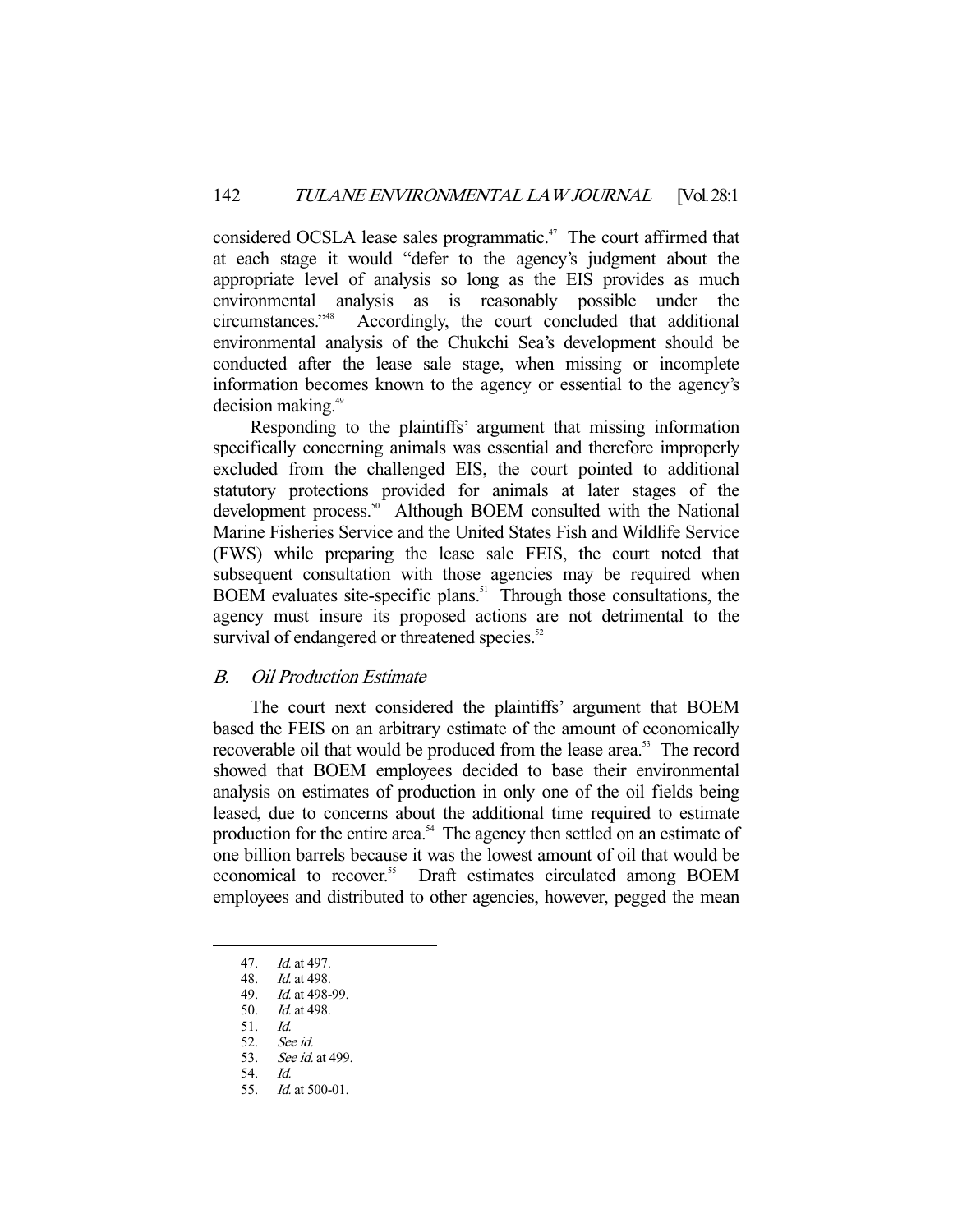considered OCSLA lease sales programmatic.[47] The court affirmed that at each stage it would "defer to the agency's judgment about the appropriate level of analysis so long as the EIS provides as much environmental analysis as is reasonably possible under the circumstances."[48] Accordingly, the court concluded that additional environmental analysis of the Chukchi Sea's development should be conducted after the lease sale stage, when missing or incomplete information becomes known to the agency or essential to the agency's decision making.[49]

Responding to the plaintiffs' argument that missing information specifically concerning animals was essential and therefore improperly excluded from the challenged EIS, the court pointed to additional statutory protections provided for animals at later stages of the development process.[50] Although BOEM consulted with the National Marine Fisheries Service and the United States Fish and Wildlife Service (FWS) while preparing the lease sale FEIS, the court noted that subsequent consultation with those agencies may be required when BOEM evaluates site-specific plans.[51] Through those consultations, the agency must insure its proposed actions are not detrimental to the survival of endangered or threatened species.[52]

### *B. Oil Production Estimate*

The court next considered the plaintiffs' argument that BOEM based the FEIS on an arbitrary estimate of the amount of economically recoverable oil that would be produced from the lease area.[53] The record showed that BOEM employees decided to base their environmental analysis on estimates of production in only one of the oil fields being leased, due to concerns about the additional time required to estimate production for the entire area.[54] The agency then settled on an estimate of one billion barrels because it was the lowest amount of oil that would be economical to recover.[55] Draft estimates circulated among BOEM employees and distributed to other agencies, however, pegged the mean

47. *Id.* at 497.
48. *Id.* at 498.
49. *Id.* at 498-99.
50. *Id.* at 498.
51. *Id.*
52. *See id.*
53. *See id.* at 499.
54. *Id.*
55. *Id.* at 500-01.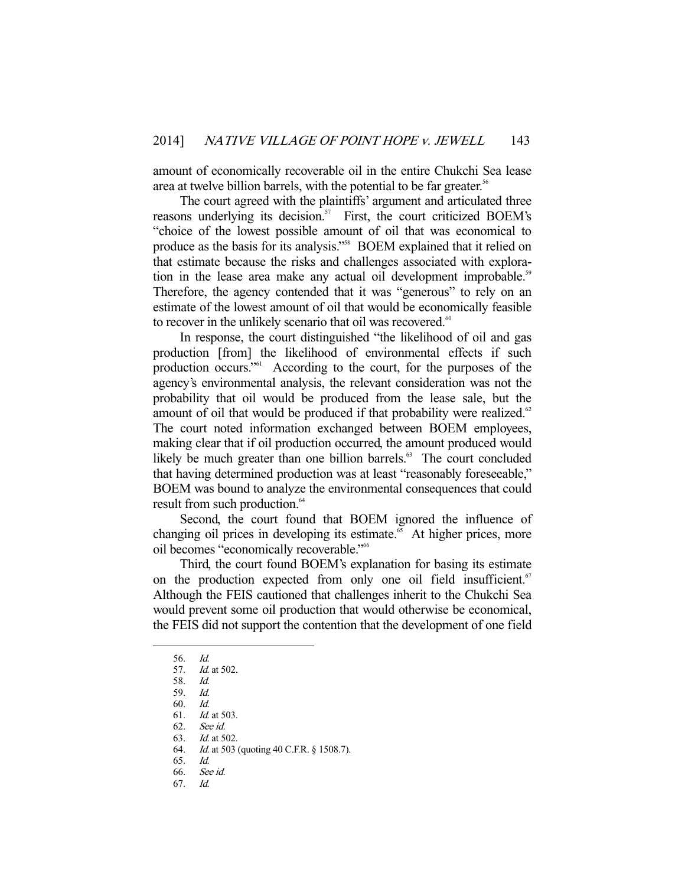amount of economically recoverable oil in the entire Chukchi Sea lease area at twelve billion barrels, with the potential to be far greater.[56]

The court agreed with the plaintiffs' argument and articulated three reasons underlying its decision.[57] First, the court criticized BOEM's "choice of the lowest possible amount of oil that was economical to produce as the basis for its analysis."[58] BOEM explained that it relied on that estimate because the risks and challenges associated with exploration in the lease area make any actual oil development improbable.[59] Therefore, the agency contended that it was "generous" to rely on an estimate of the lowest amount of oil that would be economically feasible to recover in the unlikely scenario that oil was recovered.[60]

In response, the court distinguished "the likelihood of oil and gas production [from] the likelihood of environmental effects if such production occurs."[61] According to the court, for the purposes of the agency's environmental analysis, the relevant consideration was not the probability that oil would be produced from the lease sale, but the amount of oil that would be produced if that probability were realized.[62] The court noted information exchanged between BOEM employees, making clear that if oil production occurred, the amount produced would likely be much greater than one billion barrels.[63] The court concluded that having determined production was at least "reasonably foreseeable," BOEM was bound to analyze the environmental consequences that could result from such production.[64]

Second, the court found that BOEM ignored the influence of changing oil prices in developing its estimate.[65] At higher prices, more oil becomes "economically recoverable."[66]

Third, the court found BOEM's explanation for basing its estimate on the production expected from only one oil field insufficient.[67] Although the FEIS cautioned that challenges inherit to the Chukchi Sea would prevent some oil production that would otherwise be economical, the FEIS did not support the contention that the development of one field

---

56. *Id.*
57. *Id.* at 502.
58. *Id.*
59. *Id.*
60. *Id.*
61. *Id.* at 503.
62. *See id.*
63. *Id.* at 502.
64. *Id.* at 503 (quoting 40 C.F.R. § 1508.7).
65. *Id.*
66. *See id.*
67. *Id.*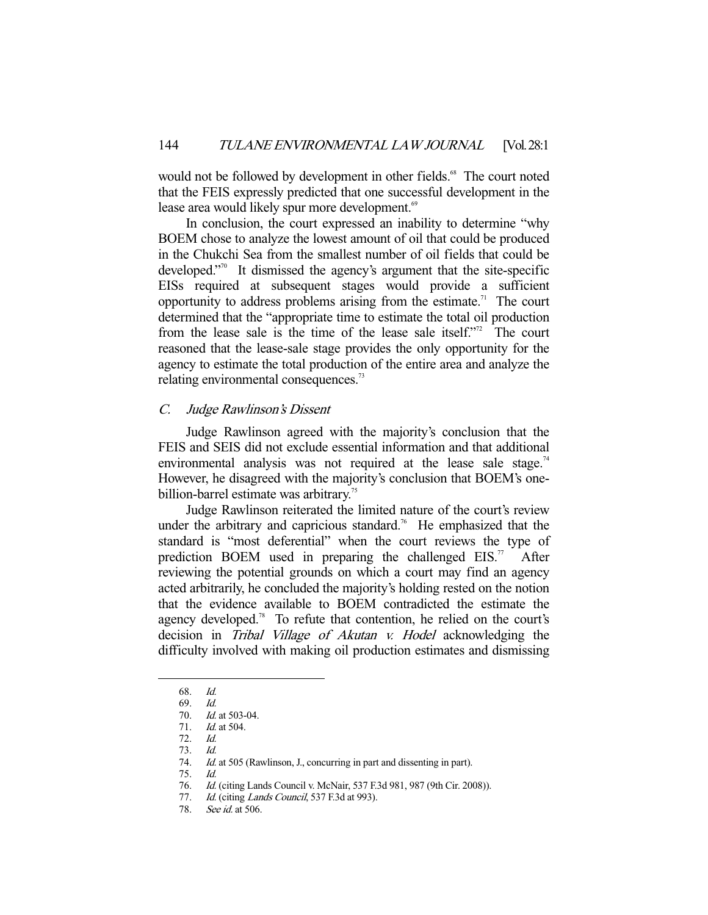would not be followed by development in other fields.[68] The court noted that the FEIS expressly predicted that one successful development in the lease area would likely spur more development.[69]

In conclusion, the court expressed an inability to determine "why BOEM chose to analyze the lowest amount of oil that could be produced in the Chukchi Sea from the smallest number of oil fields that could be developed."[70] It dismissed the agency's argument that the site-specific EISs required at subsequent stages would provide a sufficient opportunity to address problems arising from the estimate.[71] The court determined that the "appropriate time to estimate the total oil production from the lease sale is the time of the lease sale itself."[72] The court reasoned that the lease-sale stage provides the only opportunity for the agency to estimate the total production of the entire area and analyze the relating environmental consequences.[73]

### *C. Judge Rawlinson's Dissent*

Judge Rawlinson agreed with the majority's conclusion that the FEIS and SEIS did not exclude essential information and that additional environmental analysis was not required at the lease sale stage.[74] However, he disagreed with the majority's conclusion that BOEM's one-billion-barrel estimate was arbitrary.[75]

Judge Rawlinson reiterated the limited nature of the court's review under the arbitrary and capricious standard.[76] He emphasized that the standard is "most deferential" when the court reviews the type of prediction BOEM used in preparing the challenged EIS.[77] After reviewing the potential grounds on which a court may find an agency acted arbitrarily, he concluded the majority's holding rested on the notion that the evidence available to BOEM contradicted the estimate the agency developed.[78] To refute that contention, he relied on the court's decision in *Tribal Village of Akutan v. Hodel* acknowledging the difficulty involved with making oil production estimates and dismissing

---

68. *Id.*
69. *Id.*
70. *Id.* at 503-04.
71. *Id.* at 504.
72. *Id.*
73. *Id.*
74. *Id.* at 505 (Rawlinson, J., concurring in part and dissenting in part).
75. *Id.*
76. *Id.* (citing Lands Council v. McNair, 537 F.3d 981, 987 (9th Cir. 2008)).
77. *Id.* (citing *Lands Council*, 537 F.3d at 993).
78. *See id.* at 506.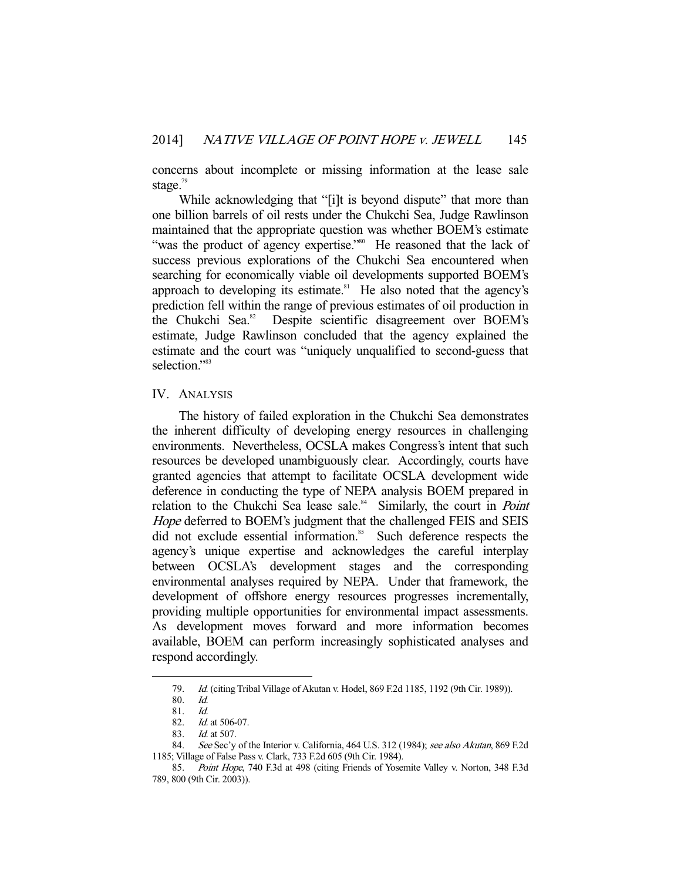concerns about incomplete or missing information at the lease sale stage.[79]

While acknowledging that "[i]t is beyond dispute" that more than one billion barrels of oil rests under the Chukchi Sea, Judge Rawlinson maintained that the appropriate question was whether BOEM's estimate "was the product of agency expertise."[80] He reasoned that the lack of success previous explorations of the Chukchi Sea encountered when searching for economically viable oil developments supported BOEM's approach to developing its estimate.[81] He also noted that the agency's prediction fell within the range of previous estimates of oil production in the Chukchi Sea.[82] Despite scientific disagreement over BOEM's estimate, Judge Rawlinson concluded that the agency explained the estimate and the court was "uniquely unqualified to second-guess that selection."[83]

## IV. ANALYSIS

The history of failed exploration in the Chukchi Sea demonstrates the inherent difficulty of developing energy resources in challenging environments. Nevertheless, OCSLA makes Congress's intent that such resources be developed unambiguously clear. Accordingly, courts have granted agencies that attempt to facilitate OCSLA development wide deference in conducting the type of NEPA analysis BOEM prepared in relation to the Chukchi Sea lease sale.[84] Similarly, the court in *Point Hope* deferred to BOEM's judgment that the challenged FEIS and SEIS did not exclude essential information.[85] Such deference respects the agency's unique expertise and acknowledges the careful interplay between OCSLA's development stages and the corresponding environmental analyses required by NEPA. Under that framework, the development of offshore energy resources progresses incrementally, providing multiple opportunities for environmental impact assessments. As development moves forward and more information becomes available, BOEM can perform increasingly sophisticated analyses and respond accordingly.

---

79. *Id.* (citing Tribal Village of Akutan v. Hodel, 869 F.2d 1185, 1192 (9th Cir. 1989)).

80. *Id.*

81. *Id.*

82. *Id.* at 506-07.

83. *Id.* at 507.

84. *See* Sec'y of the Interior v. California, 464 U.S. 312 (1984); *see also Akutan*, 869 F.2d 1185; Village of False Pass v. Clark, 733 F.2d 605 (9th Cir. 1984).

85. *Point Hope*, 740 F.3d at 498 (citing Friends of Yosemite Valley v. Norton, 348 F.3d 789, 800 (9th Cir. 2003)).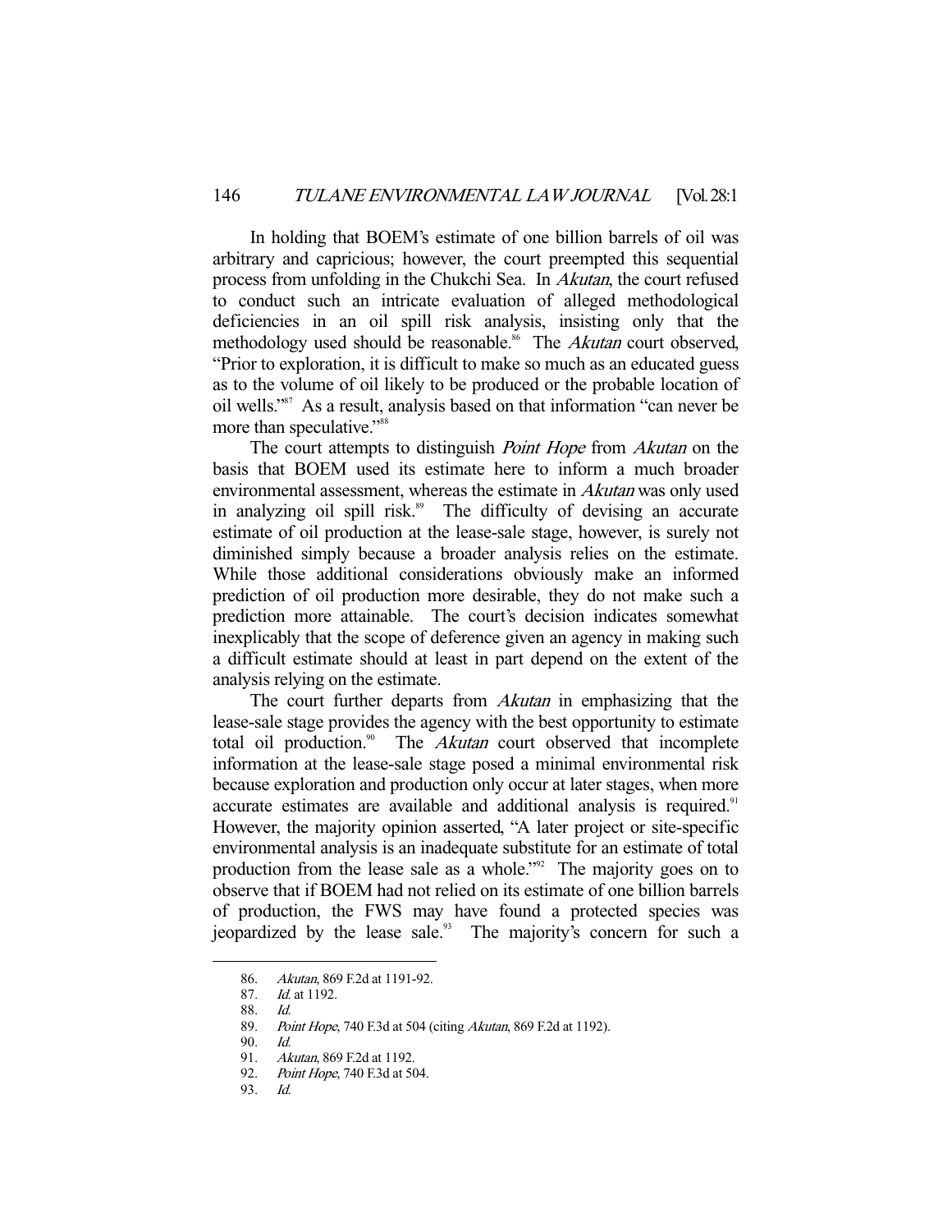In holding that BOEM's estimate of one billion barrels of oil was arbitrary and capricious; however, the court preempted this sequential process from unfolding in the Chukchi Sea. In *Akutan*, the court refused to conduct such an intricate evaluation of alleged methodological deficiencies in an oil spill risk analysis, insisting only that the methodology used should be reasonable.[86] The *Akutan* court observed, "Prior to exploration, it is difficult to make so much as an educated guess as to the volume of oil likely to be produced or the probable location of oil wells."[87] As a result, analysis based on that information "can never be more than speculative."[88]

The court attempts to distinguish *Point Hope* from *Akutan* on the basis that BOEM used its estimate here to inform a much broader environmental assessment, whereas the estimate in *Akutan* was only used in analyzing oil spill risk.[89] The difficulty of devising an accurate estimate of oil production at the lease-sale stage, however, is surely not diminished simply because a broader analysis relies on the estimate. While those additional considerations obviously make an informed prediction of oil production more desirable, they do not make such a prediction more attainable. The court's decision indicates somewhat inexplicably that the scope of deference given an agency in making such a difficult estimate should at least in part depend on the extent of the analysis relying on the estimate.

The court further departs from *Akutan* in emphasizing that the lease-sale stage provides the agency with the best opportunity to estimate total oil production.[90] The *Akutan* court observed that incomplete information at the lease-sale stage posed a minimal environmental risk because exploration and production only occur at later stages, when more accurate estimates are available and additional analysis is required.[91] However, the majority opinion asserted, "A later project or site-specific environmental analysis is an inadequate substitute for an estimate of total production from the lease sale as a whole."[92] The majority goes on to observe that if BOEM had not relied on its estimate of one billion barrels of production, the FWS may have found a protected species was jeopardized by the lease sale.[93] The majority's concern for such a

---

86. *Akutan*, 869 F.2d at 1191-92.
87. *Id.* at 1192.
88. *Id.*
89. *Point Hope*, 740 F.3d at 504 (citing *Akutan*, 869 F.2d at 1192).
90. *Id.*
91. *Akutan*, 869 F.2d at 1192.
92. *Point Hope*, 740 F.3d at 504.
93. *Id.*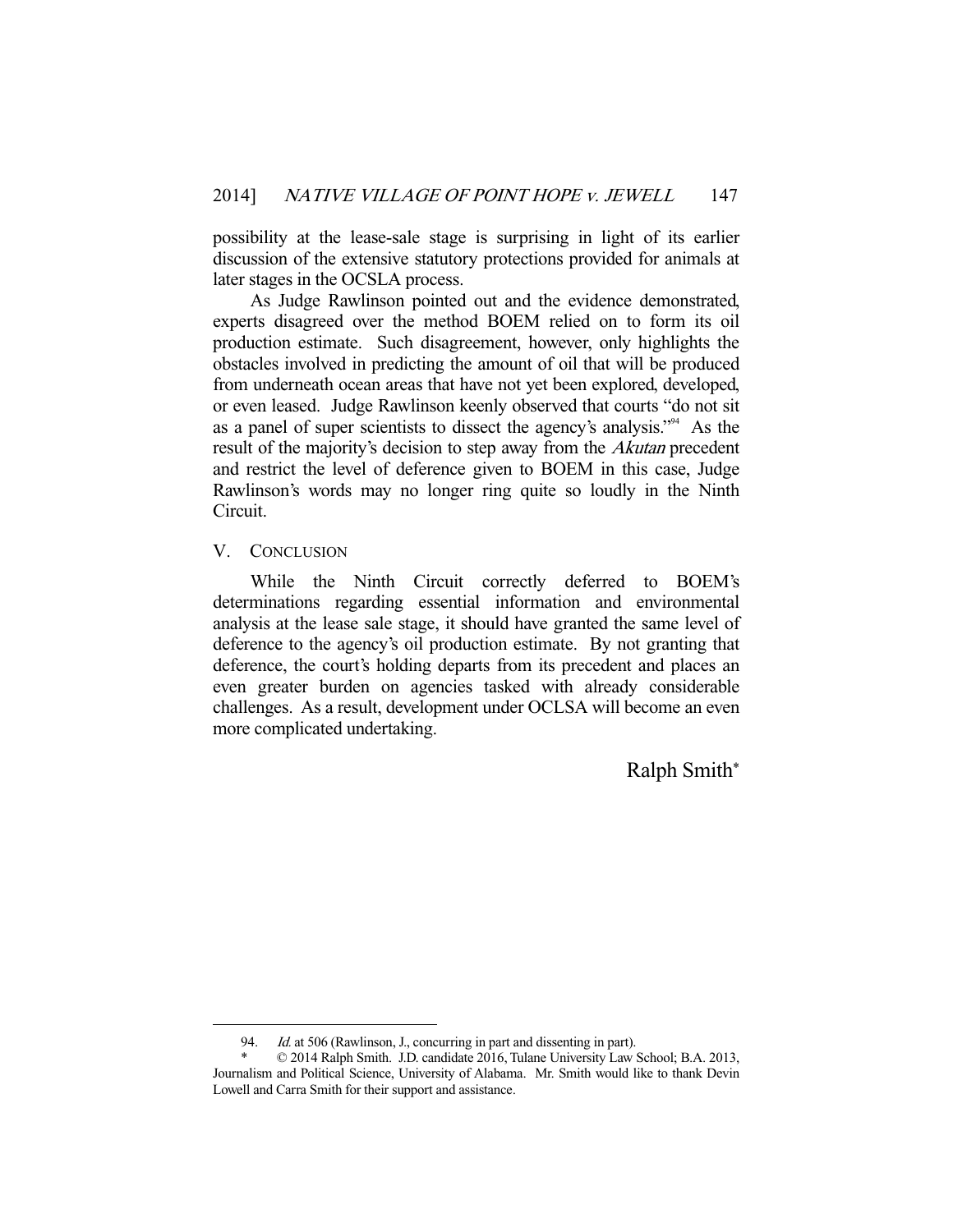possibility at the lease-sale stage is surprising in light of its earlier discussion of the extensive statutory protections provided for animals at later stages in the OCSLA process.

As Judge Rawlinson pointed out and the evidence demonstrated, experts disagreed over the method BOEM relied on to form its oil production estimate. Such disagreement, however, only highlights the obstacles involved in predicting the amount of oil that will be produced from underneath ocean areas that have not yet been explored, developed, or even leased. Judge Rawlinson keenly observed that courts "do not sit as a panel of super scientists to dissect the agency's analysis."[94] As the result of the majority's decision to step away from the *Akutan* precedent and restrict the level of deference given to BOEM in this case, Judge Rawlinson's words may no longer ring quite so loudly in the Ninth Circuit.

## V. Conclusion

While the Ninth Circuit correctly deferred to BOEM's determinations regarding essential information and environmental analysis at the lease sale stage, it should have granted the same level of deference to the agency's oil production estimate. By not granting that deference, the court's holding departs from its precedent and places an even greater burden on agencies tasked with already considerable challenges. As a result, development under OCLSA will become an even more complicated undertaking.

Ralph Smith*

---

94. *Id.* at 506 (Rawlinson, J., concurring in part and dissenting in part).

\* © 2014 Ralph Smith. J.D. candidate 2016, Tulane University Law School; B.A. 2013, Journalism and Political Science, University of Alabama. Mr. Smith would like to thank Devin Lowell and Carra Smith for their support and assistance.